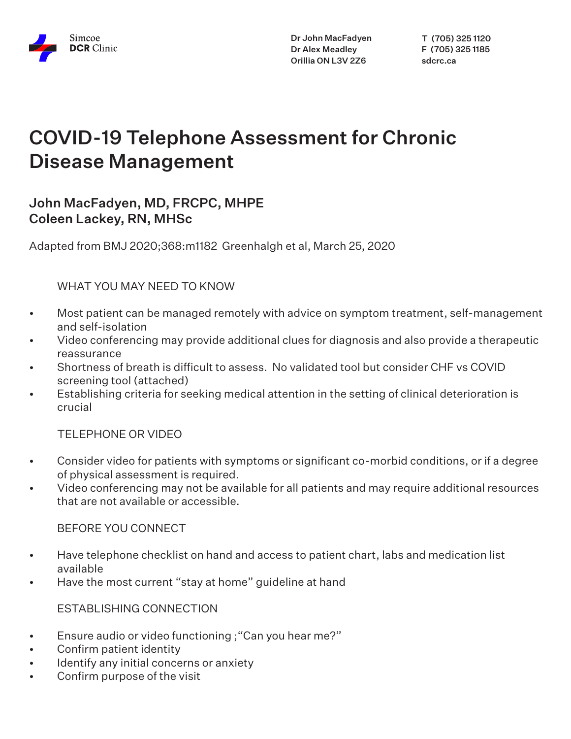Simcoe **DCR** Clinic

Dr John MacFadyen
Dr Alex Meadley
Orillia ON L3V 2Z6

T (705) 325 1120
F (705) 325 1185
sdcrc.ca

# COVID-19 Telephone Assessment for Chronic Disease Management

## John MacFadyen, MD, FRCPC, MHPE
## Coleen Lackey, RN, MHSc

Adapted from BMJ 2020;368:m1182 Greenhalgh et al, March 25, 2020

### WHAT YOU MAY NEED TO KNOW

- Most patient can be managed remotely with advice on symptom treatment, self-management and self-isolation
- Video conferencing may provide additional clues for diagnosis and also provide a therapeutic reassurance
- Shortness of breath is difficult to assess. No validated tool but consider CHF vs COVID screening tool (attached)
- Establishing criteria for seeking medical attention in the setting of clinical deterioration is crucial

### TELEPHONE OR VIDEO

- Consider video for patients with symptoms or significant co-morbid conditions, or if a degree of physical assessment is required.
- Video conferencing may not be available for all patients and may require additional resources that are not available or accessible.

### BEFORE YOU CONNECT

- Have telephone checklist on hand and access to patient chart, labs and medication list available
- Have the most current "stay at home" guideline at hand

### ESTABLISHING CONNECTION

- Ensure audio or video functioning ;"Can you hear me?"
- Confirm patient identity
- Identify any initial concerns or anxiety
- Confirm purpose of the visit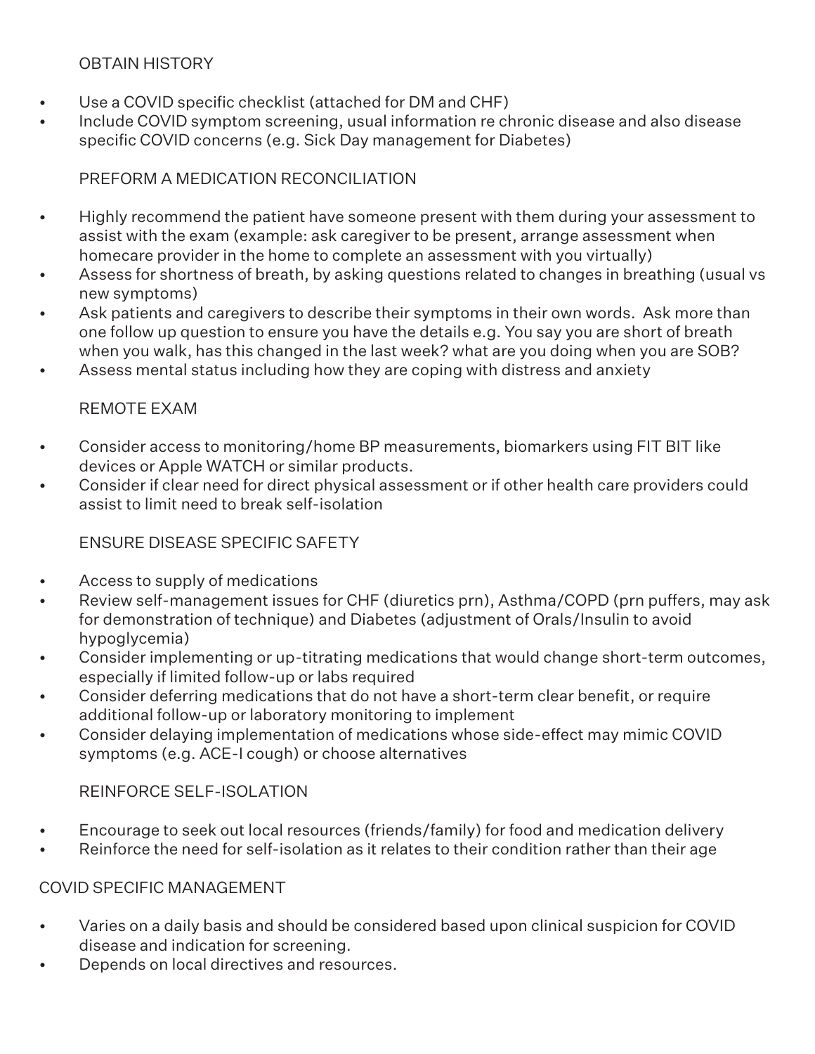### OBTAIN HISTORY

- Use a COVID specific checklist (attached for DM and CHF)
- Include COVID symptom screening, usual information re chronic disease and also disease specific COVID concerns (e.g. Sick Day management for Diabetes)

### PREFORM A MEDICATION RECONCILIATION

- Highly recommend the patient have someone present with them during your assessment to assist with the exam (example: ask caregiver to be present, arrange assessment when homecare provider in the home to complete an assessment with you virtually)
- Assess for shortness of breath, by asking questions related to changes in breathing (usual vs new symptoms)
- Ask patients and caregivers to describe their symptoms in their own words. Ask more than one follow up question to ensure you have the details e.g. You say you are short of breath when you walk, has this changed in the last week? what are you doing when you are SOB?
- Assess mental status including how they are coping with distress and anxiety

### REMOTE EXAM

- Consider access to monitoring/home BP measurements, biomarkers using FIT BIT like devices or Apple WATCH or similar products.
- Consider if clear need for direct physical assessment or if other health care providers could assist to limit need to break self-isolation

### ENSURE DISEASE SPECIFIC SAFETY

- Access to supply of medications
- Review self-management issues for CHF (diuretics prn), Asthma/COPD (prn puffers, may ask for demonstration of technique) and Diabetes (adjustment of Orals/Insulin to avoid hypoglycemia)
- Consider implementing or up-titrating medications that would change short-term outcomes, especially if limited follow-up or labs required
- Consider deferring medications that do not have a short-term clear benefit, or require additional follow-up or laboratory monitoring to implement
- Consider delaying implementation of medications whose side-effect may mimic COVID symptoms (e.g. ACE-I cough) or choose alternatives

### REINFORCE SELF-ISOLATION

- Encourage to seek out local resources (friends/family) for food and medication delivery
- Reinforce the need for self-isolation as it relates to their condition rather than their age

## COVID SPECIFIC MANAGEMENT

- Varies on a daily basis and should be considered based upon clinical suspicion for COVID disease and indication for screening.
- Depends on local directives and resources.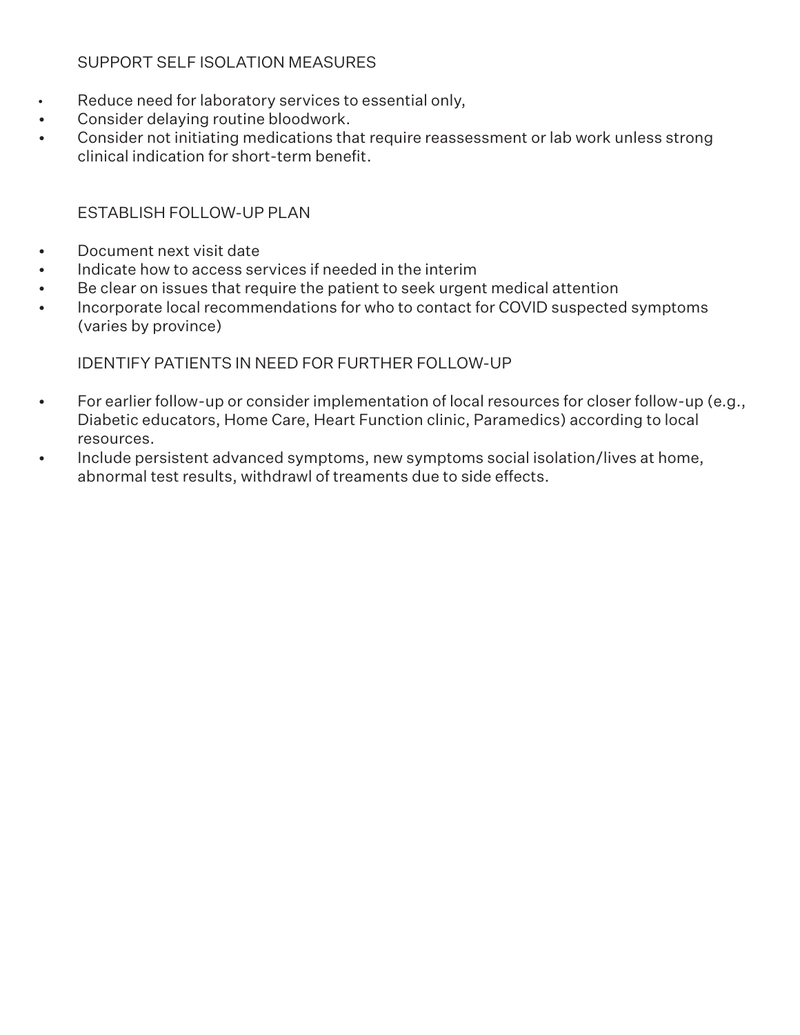## SUPPORT SELF ISOLATION MEASURES

- Reduce need for laboratory services to essential only,
- Consider delaying routine bloodwork.
- Consider not initiating medications that require reassessment or lab work unless strong clinical indication for short-term benefit.

## ESTABLISH FOLLOW-UP PLAN

- Document next visit date
- Indicate how to access services if needed in the interim
- Be clear on issues that require the patient to seek urgent medical attention
- Incorporate local recommendations for who to contact for COVID suspected symptoms (varies by province)

## IDENTIFY PATIENTS IN NEED FOR FURTHER FOLLOW-UP

- For earlier follow-up or consider implementation of local resources for closer follow-up (e.g., Diabetic educators, Home Care, Heart Function clinic, Paramedics) according to local resources.
- Include persistent advanced symptoms, new symptoms social isolation/lives at home, abnormal test results, withdrawl of treaments due to side effects.